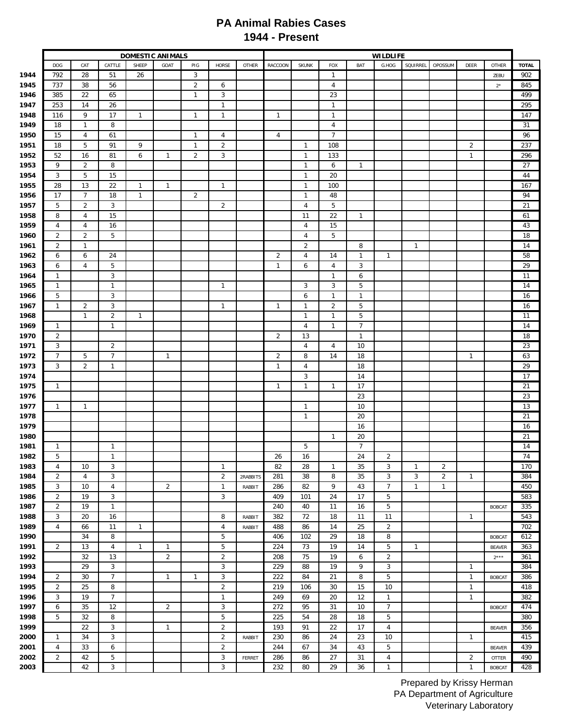# PA Animal Rabies Cases
## 1944 - Present

| | DOMESTIC ANIMALS | | | | | | | | WILDLIFE | | | | | | | | | |
|---|---|---|---|---|---|---|---|---|---|---|---|---|---|---|---|---|---|---|
| | DOG | CAT | CATTLE | SHEEP | GOAT | PIG | HORSE | OTHER | RACCOON | SKUNK | FOX | BAT | G.HOG | SQUIRREL | OPOSSUM | DEER | OTHER | **TOTAL** |
| **1944** | 792 | 28 | 51 | 26 | | 3 | | | | | 1 | | | | | | ZEBU | 902 |
| **1945** | 737 | 38 | 56 | | | 2 | 6 | | | | 4 | | | | | | 2* | 845 |
| **1946** | 385 | 22 | 65 | | | 1 | 3 | | | | 23 | | | | | | | 499 |
| **1947** | 253 | 14 | 26 | | | | 1 | | | | 1 | | | | | | | 295 |
| **1948** | 116 | 9 | 17 | 1 | | 1 | 1 | | 1 | | 1 | | | | | | | 147 |
| **1949** | 18 | 1 | 8 | | | | | | | | 4 | | | | | | | 31 |
| **1950** | 15 | 4 | 61 | | | 1 | 4 | | 4 | | 7 | | | | | | | 96 |
| **1951** | 18 | 5 | 91 | 9 | | 1 | 2 | | | 1 | 108 | | | | | 2 | | 237 |
| **1952** | 52 | 16 | 81 | 6 | 1 | 2 | 3 | | | 1 | 133 | | | | | 1 | | 296 |
| **1953** | 9 | 2 | 8 | | | | | | | 1 | 6 | 1 | | | | | | 27 |
| **1954** | 3 | 5 | 15 | | | | | | | 1 | 20 | | | | | | | 44 |
| **1955** | 28 | 13 | 22 | 1 | 1 | | 1 | | | 1 | 100 | | | | | | | 167 |
| **1956** | 17 | 7 | 18 | 1 | | 2 | | | | 1 | 48 | | | | | | | 94 |
| **1957** | 5 | 2 | 3 | | | | 2 | | | 4 | 5 | | | | | | | 21 |
| **1958** | 8 | 4 | 15 | | | | | | | 11 | 22 | 1 | | | | | | 61 |
| **1959** | 4 | 4 | 16 | | | | | | | 4 | 15 | | | | | | | 43 |
| **1960** | 2 | 2 | 5 | | | | | | | 4 | 5 | | | | | | | 18 |
| **1961** | 2 | 1 | | | | | | | | 2 | | 8 | | 1 | | | | 14 |
| **1962** | 6 | 6 | 24 | | | | | | 2 | 4 | 14 | 1 | 1 | | | | | 58 |
| **1963** | 6 | 4 | 5 | | | | | | 1 | 6 | 4 | 3 | | | | | | 29 |
| **1964** | 1 | | 3 | | | | | | | | 1 | 6 | | | | | | 11 |
| **1965** | 1 | | 1 | | | | 1 | | | 3 | 3 | 5 | | | | | | 14 |
| **1966** | 5 | | 3 | | | | | | | 6 | 1 | 1 | | | | | | 16 |
| **1967** | 1 | 2 | 3 | | | | 1 | | 1 | 1 | 2 | 5 | | | | | | 16 |
| **1968** | | 1 | 2 | 1 | | | | | | 1 | 1 | 5 | | | | | | 11 |
| **1969** | 1 | | 1 | | | | | | | 4 | 1 | 7 | | | | | | 14 |
| **1970** | 2 | | | | | | | | 2 | 13 | | 1 | | | | | | 18 |
| **1971** | 3 | | 2 | | | | | | | 4 | 4 | 10 | | | | | | 23 |
| **1972** | 7 | 5 | 7 | | 1 | | | | 2 | 8 | 14 | 18 | | | | 1 | | 63 |
| **1973** | 3 | 2 | 1 | | | | | | 1 | 4 | | 18 | | | | | | 29 |
| **1974** | | | | | | | | | | 3 | | 14 | | | | | | 17 |
| **1975** | 1 | | | | | | | | 1 | 1 | 1 | 17 | | | | | | 21 |
| **1976** | | | | | | | | | | | | 23 | | | | | | 23 |
| **1977** | 1 | 1 | | | | | | | | 1 | | 10 | | | | | | 13 |
| **1978** | | | | | | | | | | 1 | | 20 | | | | | | 21 |
| **1979** | | | | | | | | | | | | 16 | | | | | | 16 |
| **1980** | | | | | | | | | | | 1 | 20 | | | | | | 21 |
| **1981** | 1 | | 1 | | | | | | | 5 | | 7 | | | | | | 14 |
| **1982** | 5 | | 1 | | | | | | 26 | 16 | | 24 | 2 | | | | | 74 |
| **1983** | 4 | 10 | 3 | | | | 1 | | 82 | 28 | 1 | 35 | 3 | 1 | 2 | | | 170 |
| **1984** | 2 | 4 | 3 | | | | 2 | 2RABBITS | 281 | 38 | 8 | 35 | 3 | 3 | 2 | 1 | | 384 |
| **1985** | 3 | 10 | 4 | | 2 | | 1 | RABBIT | 286 | 82 | 9 | 43 | 7 | 1 | 1 | | | 450 |
| **1986** | 2 | 19 | 3 | | | | 3 | | 409 | 101 | 24 | 17 | 5 | | | | | 583 |
| **1987** | 2 | 19 | 1 | | | | | | 240 | 40 | 11 | 16 | 5 | | | | BOBCAT | 335 |
| **1988** | 3 | 20 | 16 | | | | 8 | RABBIT | 382 | 72 | 18 | 11 | 11 | | | 1 | | 543 |
| **1989** | 4 | 66 | 11 | 1 | | | 4 | RABBIT | 488 | 86 | 14 | 25 | 2 | | | | | 702 |
| **1990** | | 34 | 8 | | | | 5 | | 406 | 102 | 29 | 18 | 8 | | | | BOBCAT | 612 |
| **1991** | 2 | 13 | 4 | 1 | 1 | | 5 | | 224 | 73 | 19 | 14 | 5 | 1 | | | BEAVER | 363 |
| **1992** | | 32 | 13 | | 2 | | 2 | | 208 | 75 | 19 | 6 | 2 | | | | 2*** | 361 |
| **1993** | | 29 | 3 | | | | 3 | | 229 | 88 | 19 | 9 | 3 | | | 1 | | 384 |
| **1994** | 2 | 30 | 7 | | 1 | 1 | 3 | | 222 | 84 | 21 | 8 | 5 | | | 1 | BOBCAT | 386 |
| **1995** | 2 | 25 | 8 | | | | 2 | | 219 | 106 | 30 | 15 | 10 | | | 1 | | 418 |
| **1996** | 3 | 19 | 7 | | | | 1 | | 249 | 69 | 20 | 12 | 1 | | | 1 | | 382 |
| **1997** | 6 | 35 | 12 | | 2 | | 3 | | 272 | 95 | 31 | 10 | 7 | | | | BOBCAT | 474 |
| **1998** | 5 | 32 | 8 | | | | 5 | | 225 | 54 | 28 | 18 | 5 | | | | | 380 |
| **1999** | | 22 | 3 | | 1 | | 2 | | 193 | 91 | 22 | 17 | 4 | | | | BEAVER | 356 |
| **2000** | 1 | 34 | 3 | | | | 2 | RABBIT | 230 | 86 | 24 | 23 | 10 | | | 1 | | 415 |
| **2001** | 4 | 33 | 6 | | | | 2 | | 244 | 67 | 34 | 43 | 5 | | | | BEAVER | 439 |
| **2002** | 2 | 42 | 5 | | | | 3 | FERRET | 286 | 86 | 27 | 31 | 4 | | | 2 | OTTER | 490 |
| **2003** | | 42 | 3 | | | | 3 | | 232 | 80 | 29 | 36 | 1 | | | 1 | BOBCAT | 428 |

Prepared by Krissy Herman
PA Department of Agriculture
Veterinary Laboratory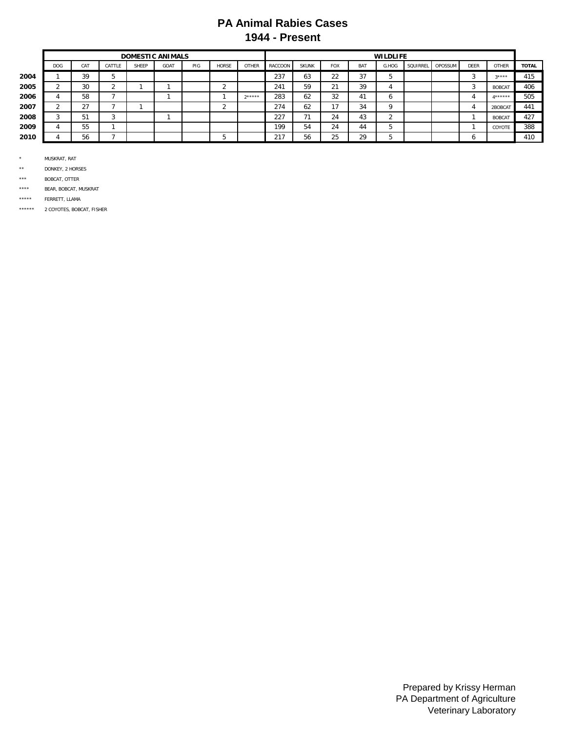# PA Animal Rabies Cases
## 1944 - Present

| | DOMESTIC ANIMALS | | | | | | | | WILDLIFE | | | | | | | | | | |
|---|---|---|---|---|---|---|---|---|---|---|---|---|---|---|---|---|---|---|---|
| | DOG | CAT | CATTLE | SHEEP | GOAT | PIG | HORSE | OTHER | RACCOON | SKUNK | FOX | BAT | G.HOG | SQUIRREL | OPOSSUM | DEER | OTHER | TOTAL |
| **2004** | 1 | 39 | 5 | | | | | | 237 | 63 | 22 | 37 | 5 | | | 3 | 3**** | 415 |
| **2005** | 2 | 30 | 2 | 1 | 1 | | 2 | | 241 | 59 | 21 | 39 | 4 | | | 3 | BOBCAT | 406 |
| **2006** | 4 | 58 | 7 | | 1 | | 1 | 2***** | 283 | 62 | 32 | 41 | 6 | | | 4 | 4****** | 505 |
| **2007** | 2 | 27 | 7 | 1 | | | 2 | | 274 | 62 | 17 | 34 | 9 | | | 4 | 2BOBCAT | 441 |
| **2008** | 3 | 51 | 3 | | 1 | | | | 227 | 71 | 24 | 43 | 2 | | | 1 | BOBCAT | 427 |
| **2009** | 4 | 55 | 1 | | | | | | 199 | 54 | 24 | 44 | 5 | | | 1 | COYOTE | 388 |
| **2010** | 4 | 56 | 7 | | | | 5 | | 217 | 56 | 25 | 29 | 5 | | | 6 | | 410 |

\* MUSKRAT, RAT

\** DONKEY, 2 HORSES

\*** BOBCAT, OTTER

\**** BEAR, BOBCAT, MUSKRAT

\***** FERRETT, LLAMA

\****** 2 COYOTES, BOBCAT, FISHER

Prepared by Krissy Herman
PA Department of Agriculture
Veterinary Laboratory